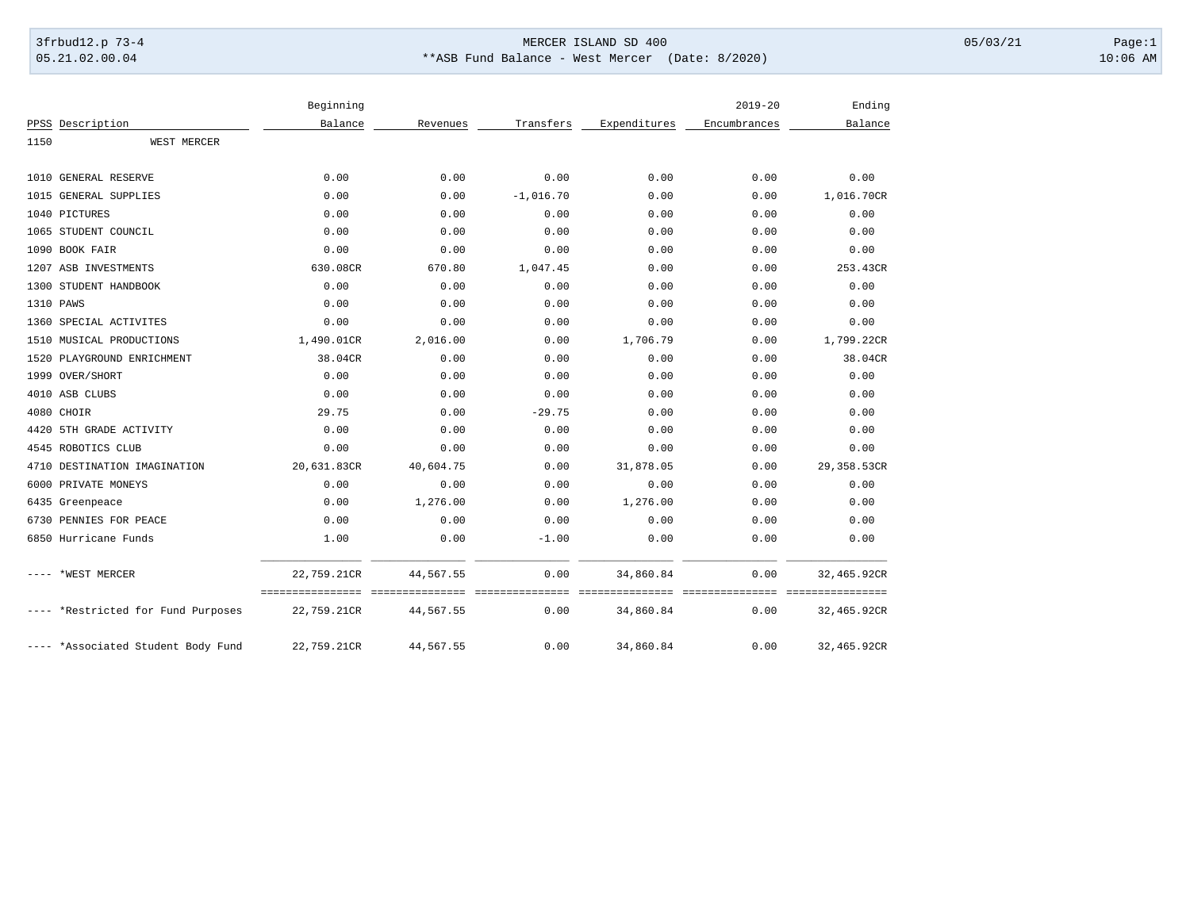MERCER ISLAND SD 400

**ASB Fund Balance - West Mercer (Date: 8/2020)

3frbud12.p 73-4 — 05.21.02.00.04 — 05/03/21 — 10:06 AM

| PPSS | Description | Beginning Balance | Revenues | Transfers | Expenditures | 2019-20 Encumbrances | Ending Balance |
|---|---|---|---|---|---|---|---|
| 1150 | WEST MERCER | | | | | | |
| 1010 | GENERAL RESERVE | 0.00 | 0.00 | 0.00 | 0.00 | 0.00 | 0.00 |
| 1015 | GENERAL SUPPLIES | 0.00 | 0.00 | -1,016.70 | 0.00 | 0.00 | 1,016.70CR |
| 1040 | PICTURES | 0.00 | 0.00 | 0.00 | 0.00 | 0.00 | 0.00 |
| 1065 | STUDENT COUNCIL | 0.00 | 0.00 | 0.00 | 0.00 | 0.00 | 0.00 |
| 1090 | BOOK FAIR | 0.00 | 0.00 | 0.00 | 0.00 | 0.00 | 0.00 |
| 1207 | ASB INVESTMENTS | 630.08CR | 670.80 | 1,047.45 | 0.00 | 0.00 | 253.43CR |
| 1300 | STUDENT HANDBOOK | 0.00 | 0.00 | 0.00 | 0.00 | 0.00 | 0.00 |
| 1310 | PAWS | 0.00 | 0.00 | 0.00 | 0.00 | 0.00 | 0.00 |
| 1360 | SPECIAL ACTIVITES | 0.00 | 0.00 | 0.00 | 0.00 | 0.00 | 0.00 |
| 1510 | MUSICAL PRODUCTIONS | 1,490.01CR | 2,016.00 | 0.00 | 1,706.79 | 0.00 | 1,799.22CR |
| 1520 | PLAYGROUND ENRICHMENT | 38.04CR | 0.00 | 0.00 | 0.00 | 0.00 | 38.04CR |
| 1999 | OVER/SHORT | 0.00 | 0.00 | 0.00 | 0.00 | 0.00 | 0.00 |
| 4010 | ASB CLUBS | 0.00 | 0.00 | 0.00 | 0.00 | 0.00 | 0.00 |
| 4080 | CHOIR | 29.75 | 0.00 | -29.75 | 0.00 | 0.00 | 0.00 |
| 4420 | 5TH GRADE ACTIVITY | 0.00 | 0.00 | 0.00 | 0.00 | 0.00 | 0.00 |
| 4545 | ROBOTICS CLUB | 0.00 | 0.00 | 0.00 | 0.00 | 0.00 | 0.00 |
| 4710 | DESTINATION IMAGINATION | 20,631.83CR | 40,604.75 | 0.00 | 31,878.05 | 0.00 | 29,358.53CR |
| 6000 | PRIVATE MONEYS | 0.00 | 0.00 | 0.00 | 0.00 | 0.00 | 0.00 |
| 6435 | Greenpeace | 0.00 | 1,276.00 | 0.00 | 1,276.00 | 0.00 | 0.00 |
| 6730 | PENNIES FOR PEACE | 0.00 | 0.00 | 0.00 | 0.00 | 0.00 | 0.00 |
| 6850 | Hurricane Funds | 1.00 | 0.00 | -1.00 | 0.00 | 0.00 | 0.00 |
| ---- | *WEST MERCER | 22,759.21CR | 44,567.55 | 0.00 | 34,860.84 | 0.00 | 32,465.92CR |
| ---- | *Restricted for Fund Purposes | 22,759.21CR | 44,567.55 | 0.00 | 34,860.84 | 0.00 | 32,465.92CR |
| ---- | *Associated Student Body Fund | 22,759.21CR | 44,567.55 | 0.00 | 34,860.84 | 0.00 | 32,465.92CR |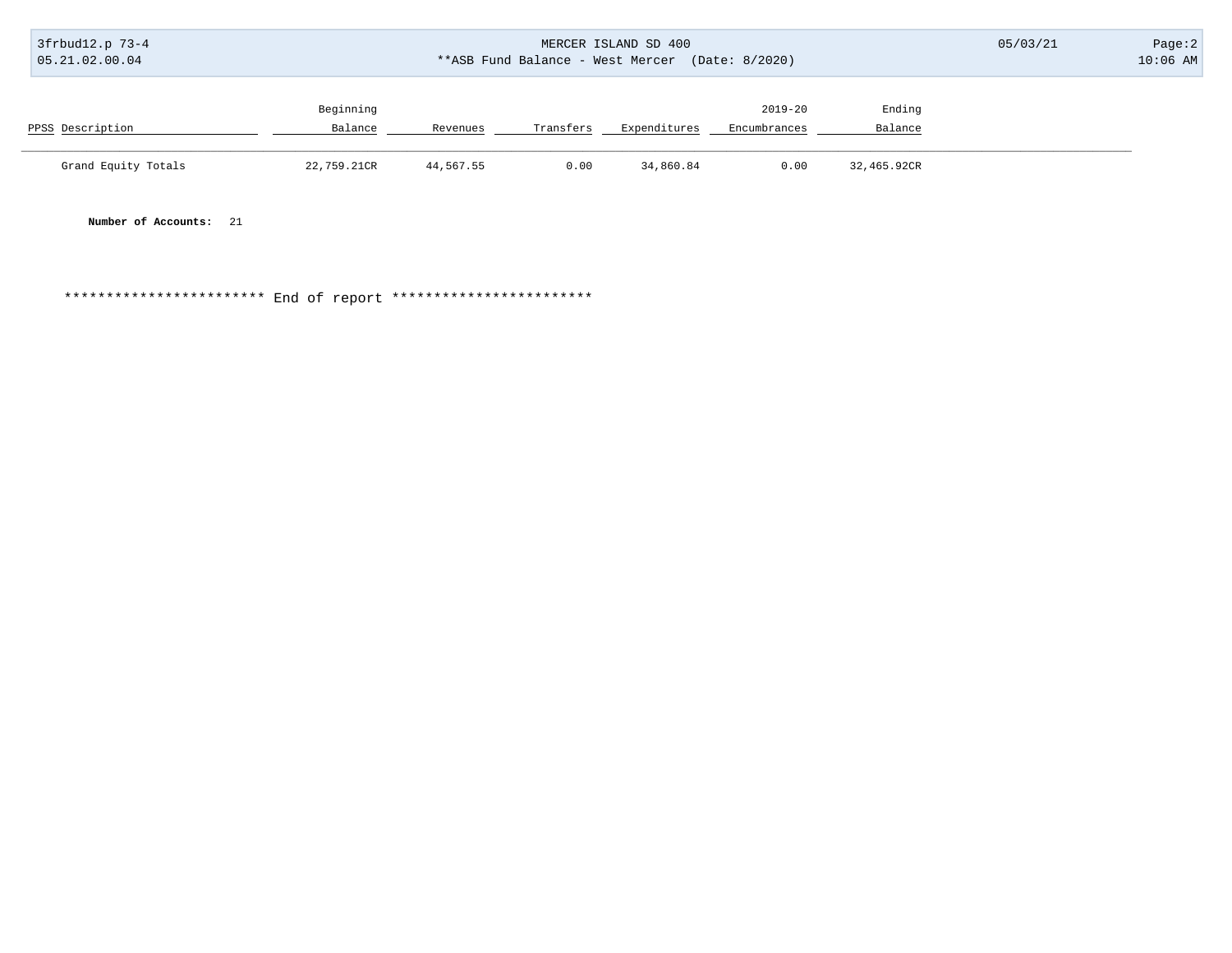| PPSS | Description | Beginning Balance | Revenues | Transfers | Expenditures | 2019-20 Encumbrances | Ending Balance |
|---|---|---|---|---|---|---|---|
| | Grand Equity Totals | 22,759.21CR | 44,567.55 | 0.00 | 34,860.84 | 0.00 | 32,465.92CR |

**Number of Accounts:** 21

************************ End of report ************************